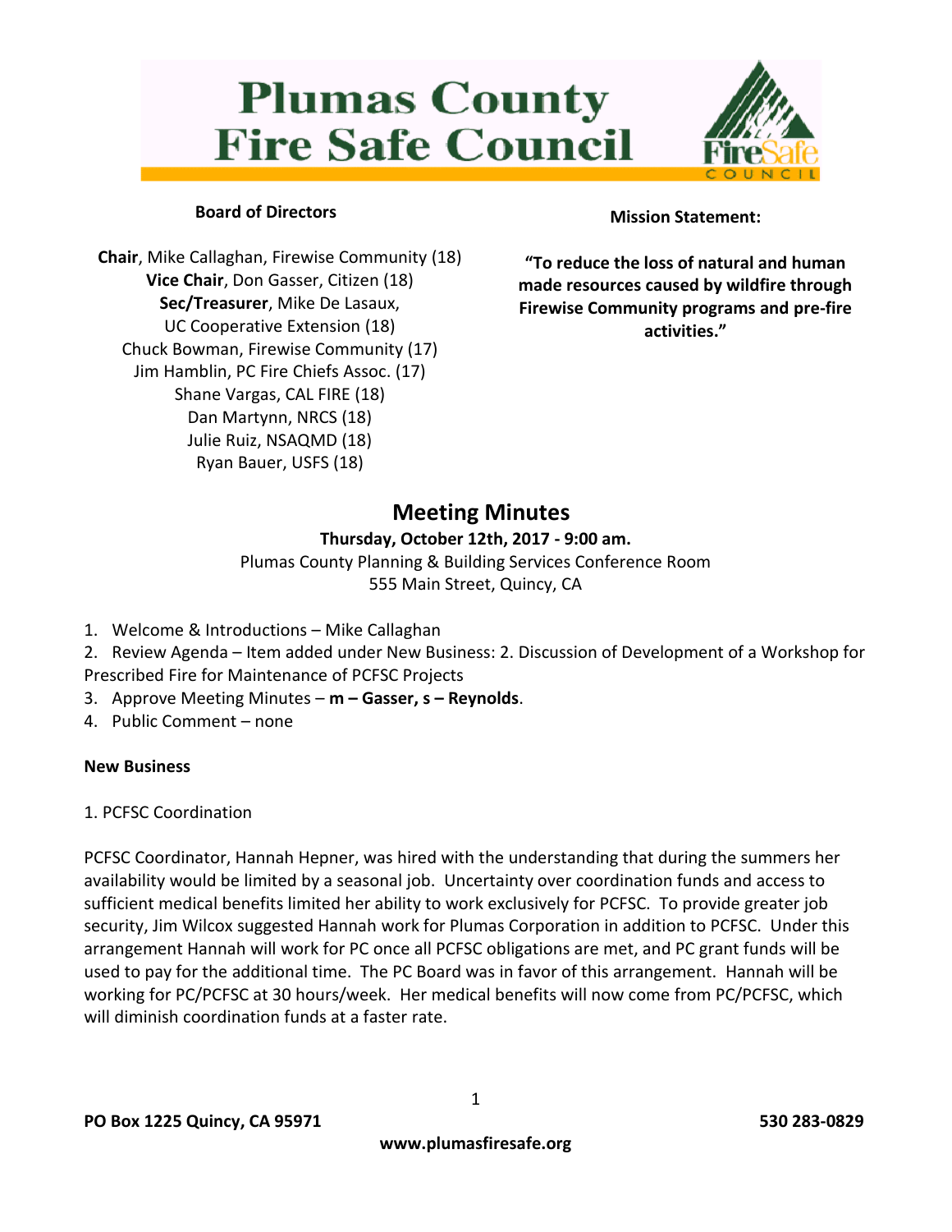# Plumas County Fire Safe Council

**Board of Directors**

**Chair**, Mike Callaghan, Firewise Community (18)
**Vice Chair**, Don Gasser, Citizen (18)
**Sec/Treasurer**, Mike De Lasaux, UC Cooperative Extension (18)
Chuck Bowman, Firewise Community (17)
Jim Hamblin, PC Fire Chiefs Assoc. (17)
Shane Vargas, CAL FIRE (18)
Dan Martynn, NRCS (18)
Julie Ruiz, NSAQMD (18)
Ryan Bauer, USFS (18)

**Mission Statement:**

**"To reduce the loss of natural and human made resources caused by wildfire through Firewise Community programs and pre-fire activities."**

## Meeting Minutes

**Thursday, October 12th, 2017 - 9:00 am.**
Plumas County Planning & Building Services Conference Room
555 Main Street, Quincy, CA

1. Welcome & Introductions – Mike Callaghan
2. Review Agenda – Item added under New Business: 2. Discussion of Development of a Workshop for Prescribed Fire for Maintenance of PCFSC Projects
3. Approve Meeting Minutes – **m – Gasser, s – Reynolds**.
4. Public Comment – none

**New Business**

1. PCFSC Coordination

PCFSC Coordinator, Hannah Hepner, was hired with the understanding that during the summers her availability would be limited by a seasonal job. Uncertainty over coordination funds and access to sufficient medical benefits limited her ability to work exclusively for PCFSC. To provide greater job security, Jim Wilcox suggested Hannah work for Plumas Corporation in addition to PCFSC. Under this arrangement Hannah will work for PC once all PCFSC obligations are met, and PC grant funds will be used to pay for the additional time. The PC Board was in favor of this arrangement. Hannah will be working for PC/PCFSC at 30 hours/week. Her medical benefits will now come from PC/PCFSC, which will diminish coordination funds at a faster rate.

**PO Box 1225 Quincy, CA 95971** **530 283-0829**
**www.plumasfiresafe.org**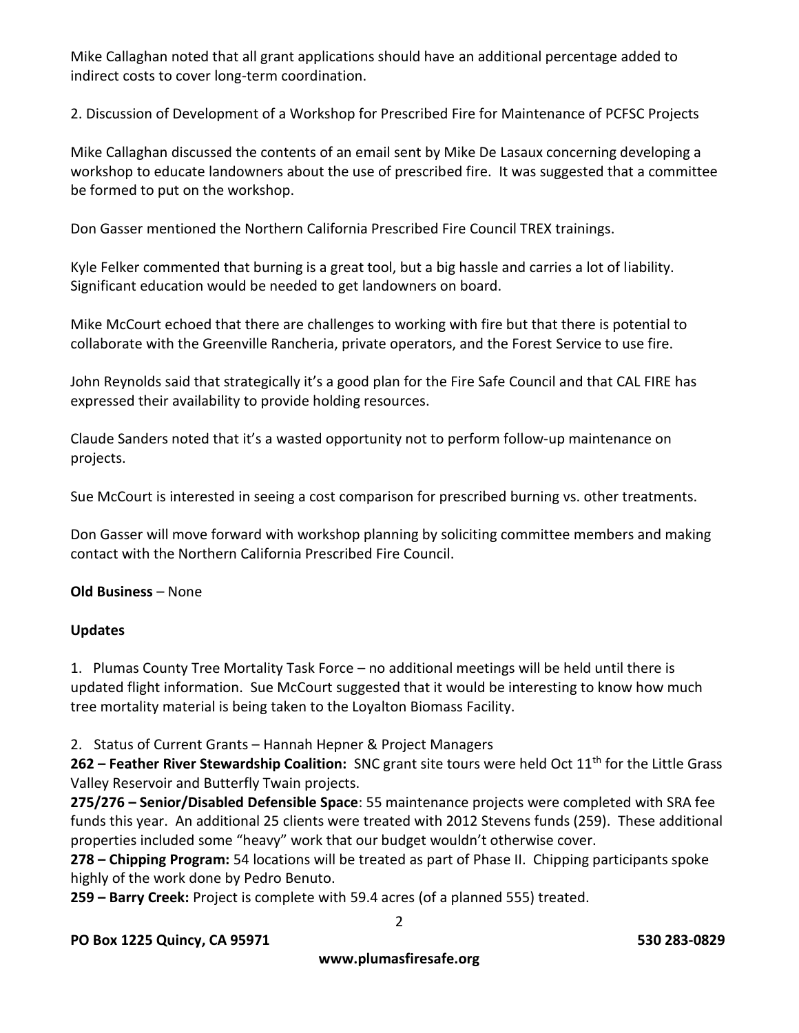Mike Callaghan noted that all grant applications should have an additional percentage added to indirect costs to cover long-term coordination.

2. Discussion of Development of a Workshop for Prescribed Fire for Maintenance of PCFSC Projects

Mike Callaghan discussed the contents of an email sent by Mike De Lasaux concerning developing a workshop to educate landowners about the use of prescribed fire. It was suggested that a committee be formed to put on the workshop.

Don Gasser mentioned the Northern California Prescribed Fire Council TREX trainings.

Kyle Felker commented that burning is a great tool, but a big hassle and carries a lot of liability. Significant education would be needed to get landowners on board.

Mike McCourt echoed that there are challenges to working with fire but that there is potential to collaborate with the Greenville Rancheria, private operators, and the Forest Service to use fire.

John Reynolds said that strategically it's a good plan for the Fire Safe Council and that CAL FIRE has expressed their availability to provide holding resources.

Claude Sanders noted that it's a wasted opportunity not to perform follow-up maintenance on projects.

Sue McCourt is interested in seeing a cost comparison for prescribed burning vs. other treatments.

Don Gasser will move forward with workshop planning by soliciting committee members and making contact with the Northern California Prescribed Fire Council.

**Old Business** – None

**Updates**

1. Plumas County Tree Mortality Task Force – no additional meetings will be held until there is updated flight information. Sue McCourt suggested that it would be interesting to know how much tree mortality material is being taken to the Loyalton Biomass Facility.

2. Status of Current Grants – Hannah Hepner & Project Managers

**262 – Feather River Stewardship Coalition:** SNC grant site tours were held Oct 11th for the Little Grass Valley Reservoir and Butterfly Twain projects.

**275/276 – Senior/Disabled Defensible Space**: 55 maintenance projects were completed with SRA fee funds this year. An additional 25 clients were treated with 2012 Stevens funds (259). These additional properties included some "heavy" work that our budget wouldn't otherwise cover.

**278 – Chipping Program:** 54 locations will be treated as part of Phase II. Chipping participants spoke highly of the work done by Pedro Benuto.

**259 – Barry Creek:** Project is complete with 59.4 acres (of a planned 555) treated.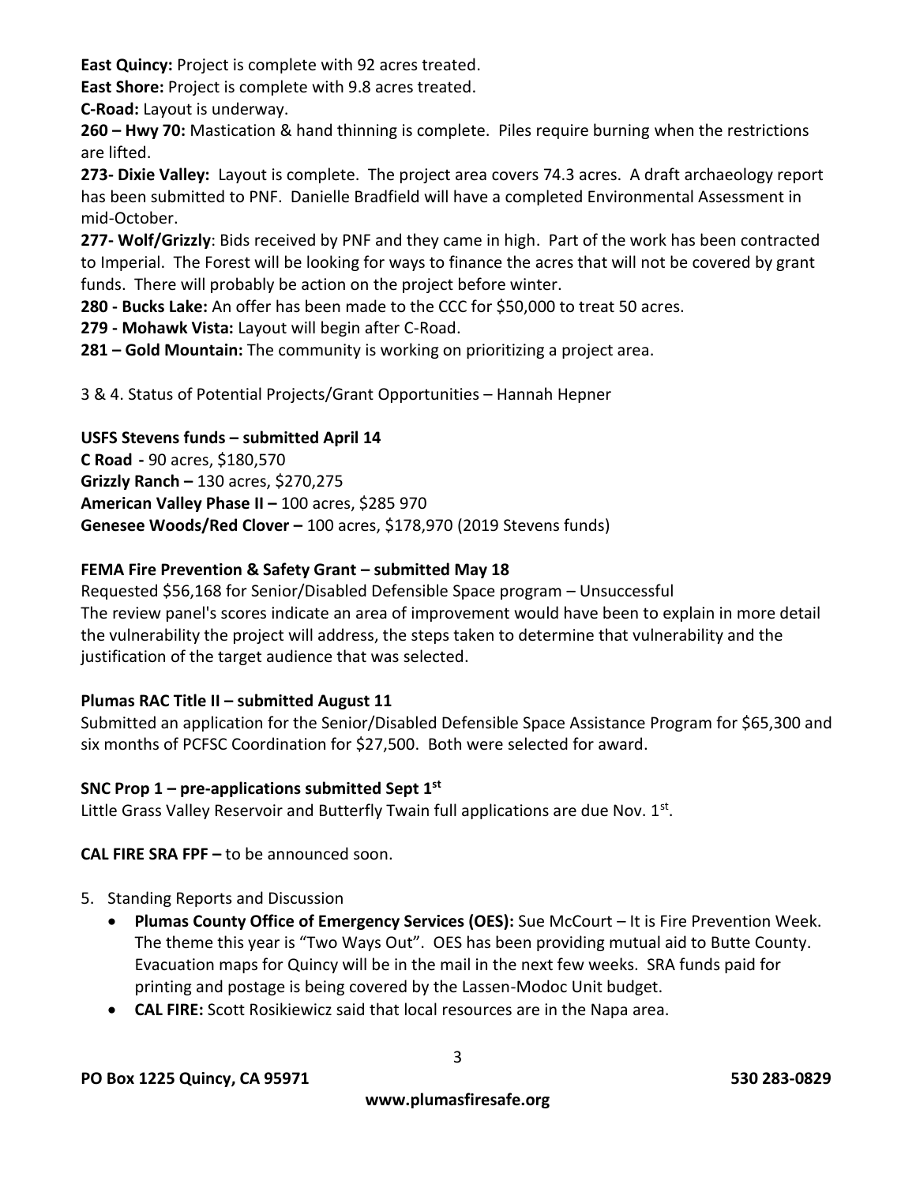**East Quincy:** Project is complete with 92 acres treated.

**East Shore:** Project is complete with 9.8 acres treated.

**C-Road:** Layout is underway.

**260 – Hwy 70:** Mastication & hand thinning is complete. Piles require burning when the restrictions are lifted.

**273- Dixie Valley:** Layout is complete. The project area covers 74.3 acres. A draft archaeology report has been submitted to PNF. Danielle Bradfield will have a completed Environmental Assessment in mid-October.

**277- Wolf/Grizzly**: Bids received by PNF and they came in high. Part of the work has been contracted to Imperial. The Forest will be looking for ways to finance the acres that will not be covered by grant funds. There will probably be action on the project before winter.

**280 - Bucks Lake:** An offer has been made to the CCC for $50,000 to treat 50 acres.

**279 - Mohawk Vista:** Layout will begin after C-Road.

**281 – Gold Mountain:** The community is working on prioritizing a project area.

3 & 4. Status of Potential Projects/Grant Opportunities – Hannah Hepner

**USFS Stevens funds – submitted April 14**

**C Road -** 90 acres, $180,570
**Grizzly Ranch –** 130 acres, $270,275
**American Valley Phase II –** 100 acres, $285 970
**Genesee Woods/Red Clover –** 100 acres, $178,970 (2019 Stevens funds)

**FEMA Fire Prevention & Safety Grant – submitted May 18**

Requested $56,168 for Senior/Disabled Defensible Space program – Unsuccessful
The review panel's scores indicate an area of improvement would have been to explain in more detail the vulnerability the project will address, the steps taken to determine that vulnerability and the justification of the target audience that was selected.

**Plumas RAC Title II – submitted August 11**

Submitted an application for the Senior/Disabled Defensible Space Assistance Program for $65,300 and six months of PCFSC Coordination for $27,500. Both were selected for award.

**SNC Prop 1 – pre-applications submitted Sept 1st**

Little Grass Valley Reservoir and Butterfly Twain full applications are due Nov. 1st.

**CAL FIRE SRA FPF –** to be announced soon.

5. Standing Reports and Discussion
   - **Plumas County Office of Emergency Services (OES):** Sue McCourt – It is Fire Prevention Week. The theme this year is "Two Ways Out". OES has been providing mutual aid to Butte County. Evacuation maps for Quincy will be in the mail in the next few weeks. SRA funds paid for printing and postage is being covered by the Lassen-Modoc Unit budget.
   - **CAL FIRE:** Scott Rosikiewicz said that local resources are in the Napa area.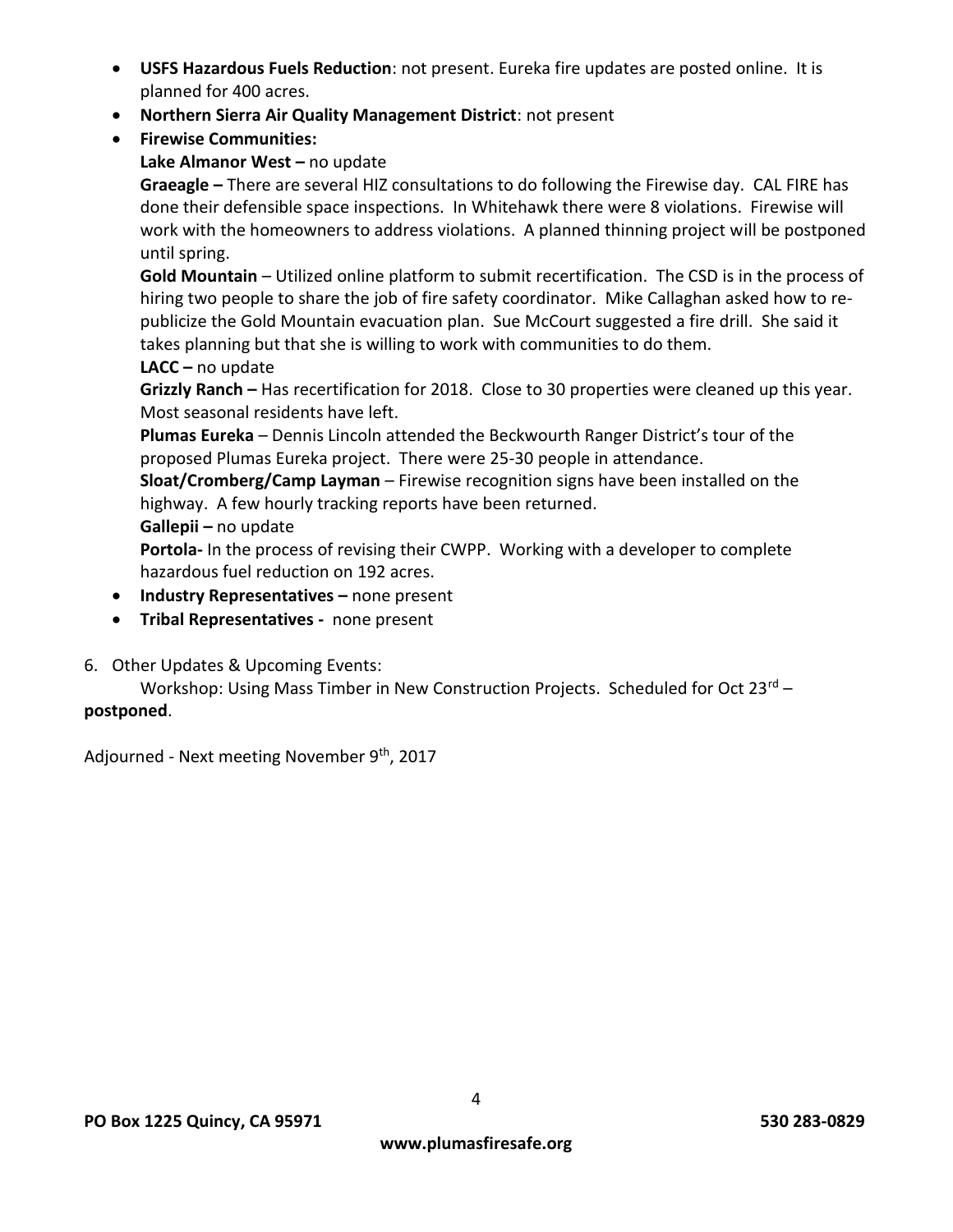- **USFS Hazardous Fuels Reduction**: not present. Eureka fire updates are posted online. It is planned for 400 acres.
- **Northern Sierra Air Quality Management District**: not present
- **Firewise Communities:**

  **Lake Almanor West –** no update

  **Graeagle –** There are several HIZ consultations to do following the Firewise day. CAL FIRE has done their defensible space inspections. In Whitehawk there were 8 violations. Firewise will work with the homeowners to address violations. A planned thinning project will be postponed until spring.

  **Gold Mountain** – Utilized online platform to submit recertification. The CSD is in the process of hiring two people to share the job of fire safety coordinator. Mike Callaghan asked how to re-publicize the Gold Mountain evacuation plan. Sue McCourt suggested a fire drill. She said it takes planning but that she is willing to work with communities to do them.

  **LACC –** no update

  **Grizzly Ranch –** Has recertification for 2018. Close to 30 properties were cleaned up this year. Most seasonal residents have left.

  **Plumas Eureka** – Dennis Lincoln attended the Beckwourth Ranger District's tour of the proposed Plumas Eureka project. There were 25-30 people in attendance.

  **Sloat/Cromberg/Camp Layman** – Firewise recognition signs have been installed on the highway. A few hourly tracking reports have been returned.

  **Gallepii –** no update

  **Portola-** In the process of revising their CWPP. Working with a developer to complete hazardous fuel reduction on 192 acres.
- **Industry Representatives –** none present
- **Tribal Representatives -** none present

6. Other Updates & Upcoming Events:

   Workshop: Using Mass Timber in New Construction Projects. Scheduled for Oct 23rd – **postponed**.

Adjourned - Next meeting November 9th, 2017

PO Box 1225 Quincy, CA 95971 530 283-0829

www.plumasfiresafe.org